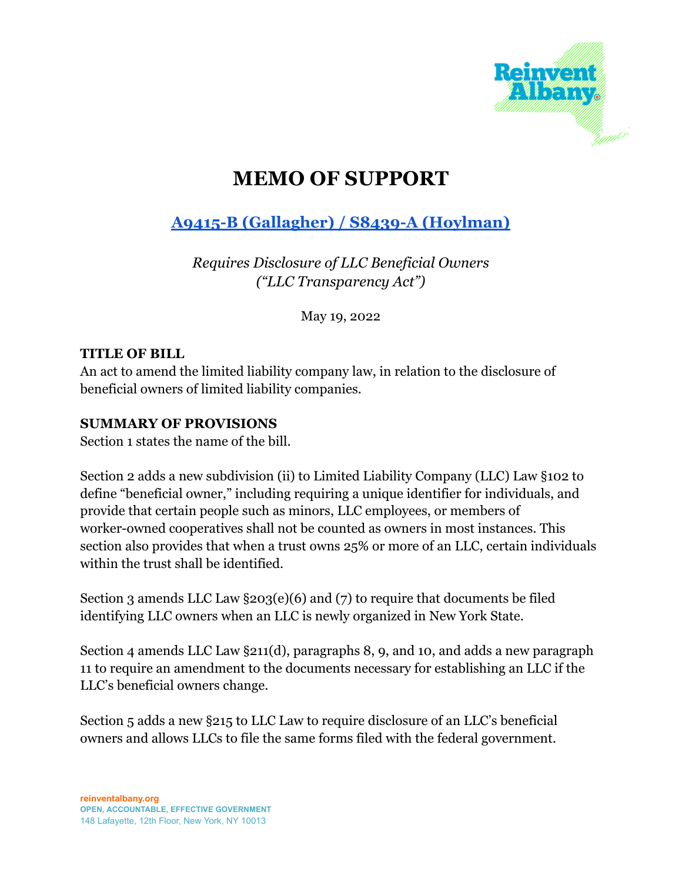# MEMO OF SUPPORT

## A9415-B (Gallagher) / S8439-A (Hoylman)

*Requires Disclosure of LLC Beneficial Owners*
*("LLC Transparency Act")*

May 19, 2022

**TITLE OF BILL**
An act to amend the limited liability company law, in relation to the disclosure of beneficial owners of limited liability companies.

**SUMMARY OF PROVISIONS**
Section 1 states the name of the bill.

Section 2 adds a new subdivision (ii) to Limited Liability Company (LLC) Law §102 to define "beneficial owner," including requiring a unique identifier for individuals, and provide that certain people such as minors, LLC employees, or members of worker-owned cooperatives shall not be counted as owners in most instances. This section also provides that when a trust owns 25% or more of an LLC, certain individuals within the trust shall be identified.

Section 3 amends LLC Law §203(e)(6) and (7) to require that documents be filed identifying LLC owners when an LLC is newly organized in New York State.

Section 4 amends LLC Law §211(d), paragraphs 8, 9, and 10, and adds a new paragraph 11 to require an amendment to the documents necessary for establishing an LLC if the LLC's beneficial owners change.

Section 5 adds a new §215 to LLC Law to require disclosure of an LLC's beneficial owners and allows LLCs to file the same forms filed with the federal government.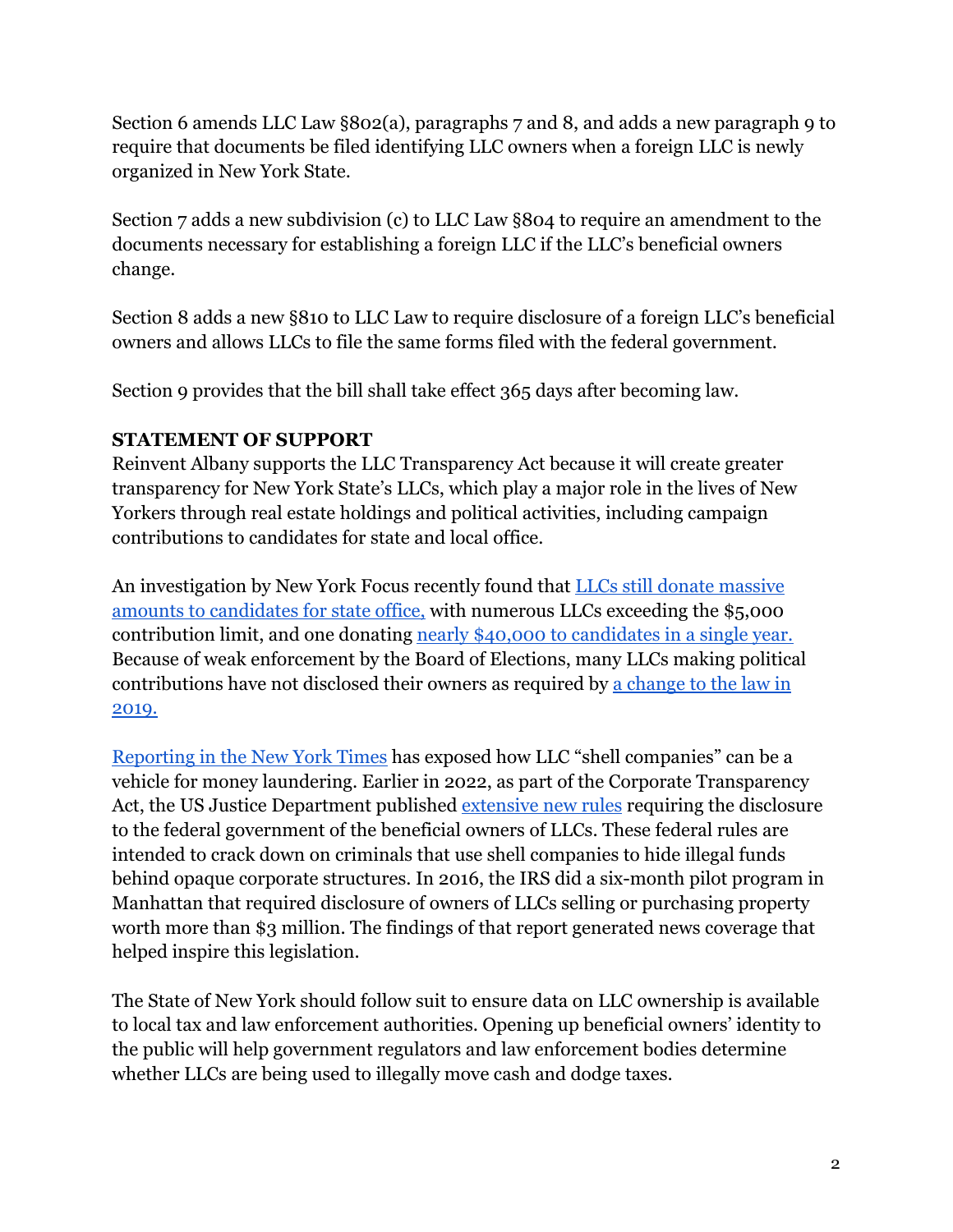Section 6 amends LLC Law §802(a), paragraphs 7 and 8, and adds a new paragraph 9 to require that documents be filed identifying LLC owners when a foreign LLC is newly organized in New York State.

Section 7 adds a new subdivision (c) to LLC Law §804 to require an amendment to the documents necessary for establishing a foreign LLC if the LLC's beneficial owners change.

Section 8 adds a new §810 to LLC Law to require disclosure of a foreign LLC's beneficial owners and allows LLCs to file the same forms filed with the federal government.

Section 9 provides that the bill shall take effect 365 days after becoming law.

**STATEMENT OF SUPPORT**

Reinvent Albany supports the LLC Transparency Act because it will create greater transparency for New York State's LLCs, which play a major role in the lives of New Yorkers through real estate holdings and political activities, including campaign contributions to candidates for state and local office.

An investigation by New York Focus recently found that LLCs still donate massive amounts to candidates for state office, with numerous LLCs exceeding the $5,000 contribution limit, and one donating nearly $40,000 to candidates in a single year. Because of weak enforcement by the Board of Elections, many LLCs making political contributions have not disclosed their owners as required by a change to the law in 2019.

Reporting in the New York Times has exposed how LLC "shell companies" can be a vehicle for money laundering. Earlier in 2022, as part of the Corporate Transparency Act, the US Justice Department published extensive new rules requiring the disclosure to the federal government of the beneficial owners of LLCs. These federal rules are intended to crack down on criminals that use shell companies to hide illegal funds behind opaque corporate structures. In 2016, the IRS did a six-month pilot program in Manhattan that required disclosure of owners of LLCs selling or purchasing property worth more than $3 million. The findings of that report generated news coverage that helped inspire this legislation.

The State of New York should follow suit to ensure data on LLC ownership is available to local tax and law enforcement authorities. Opening up beneficial owners' identity to the public will help government regulators and law enforcement bodies determine whether LLCs are being used to illegally move cash and dodge taxes.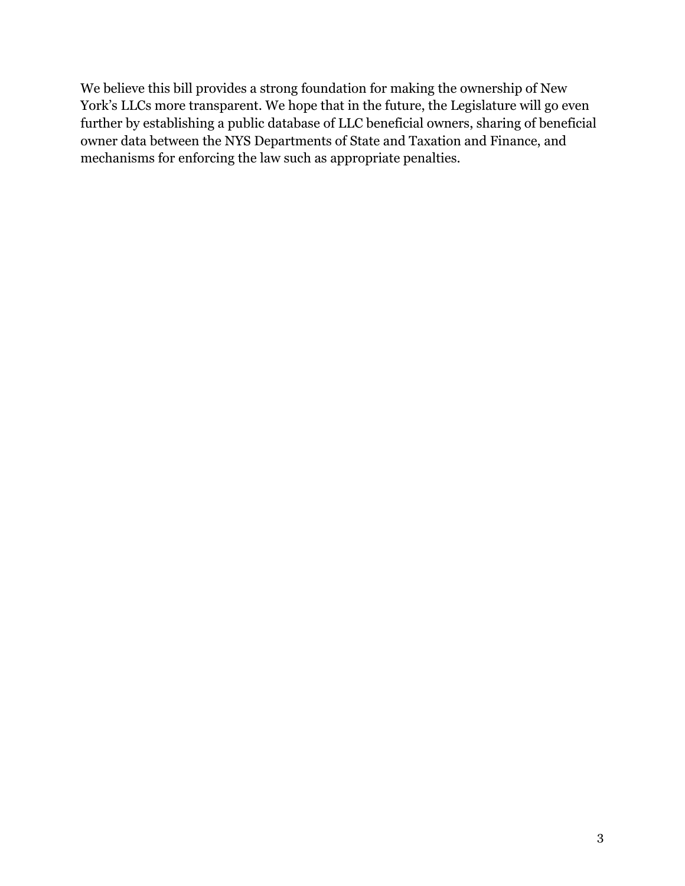We believe this bill provides a strong foundation for making the ownership of New York's LLCs more transparent. We hope that in the future, the Legislature will go even further by establishing a public database of LLC beneficial owners, sharing of beneficial owner data between the NYS Departments of State and Taxation and Finance, and mechanisms for enforcing the law such as appropriate penalties.